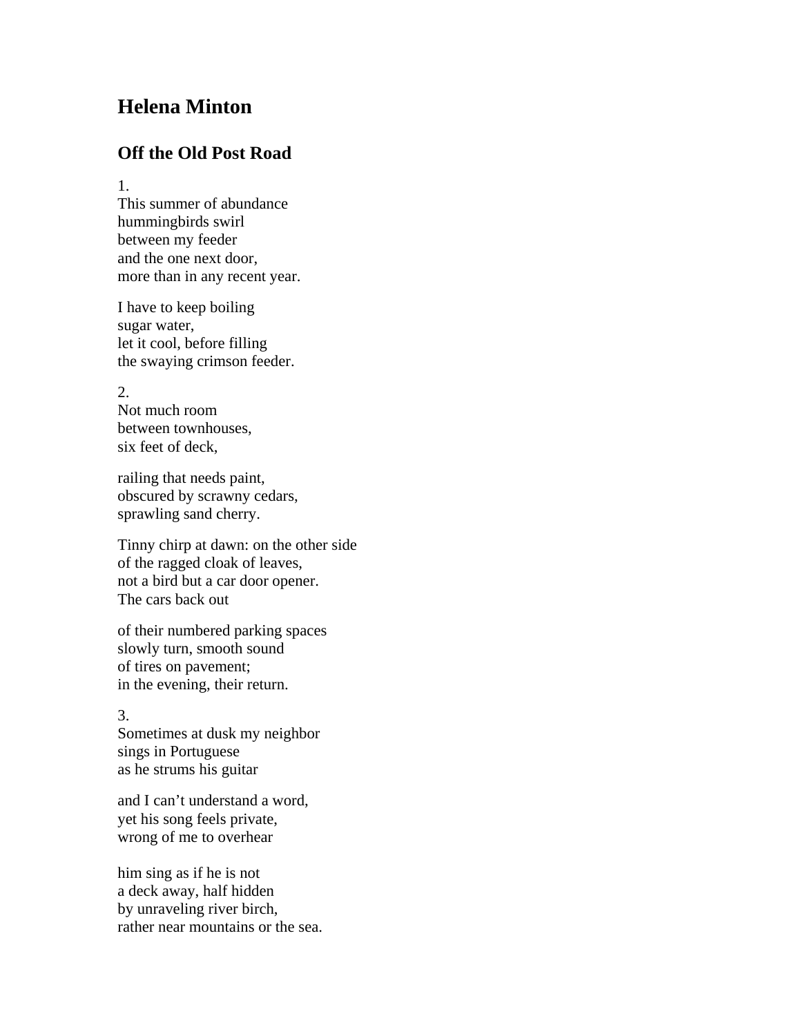# Helena Minton

## Off the Old Post Road

1.
This summer of abundance
hummingbirds swirl
between my feeder
and the one next door,
more than in any recent year.

I have to keep boiling
sugar water,
let it cool, before filling
the swaying crimson feeder.

2.
Not much room
between townhouses,
six feet of deck,

railing that needs paint,
obscured by scrawny cedars,
sprawling sand cherry.

Tinny chirp at dawn: on the other side
of the ragged cloak of leaves,
not a bird but a car door opener.
The cars back out

of their numbered parking spaces
slowly turn, smooth sound
of tires on pavement;
in the evening, their return.

3.
Sometimes at dusk my neighbor
sings in Portuguese
as he strums his guitar

and I can't understand a word,
yet his song feels private,
wrong of me to overhear

him sing as if he is not
a deck away, half hidden
by unraveling river birch,
rather near mountains or the sea.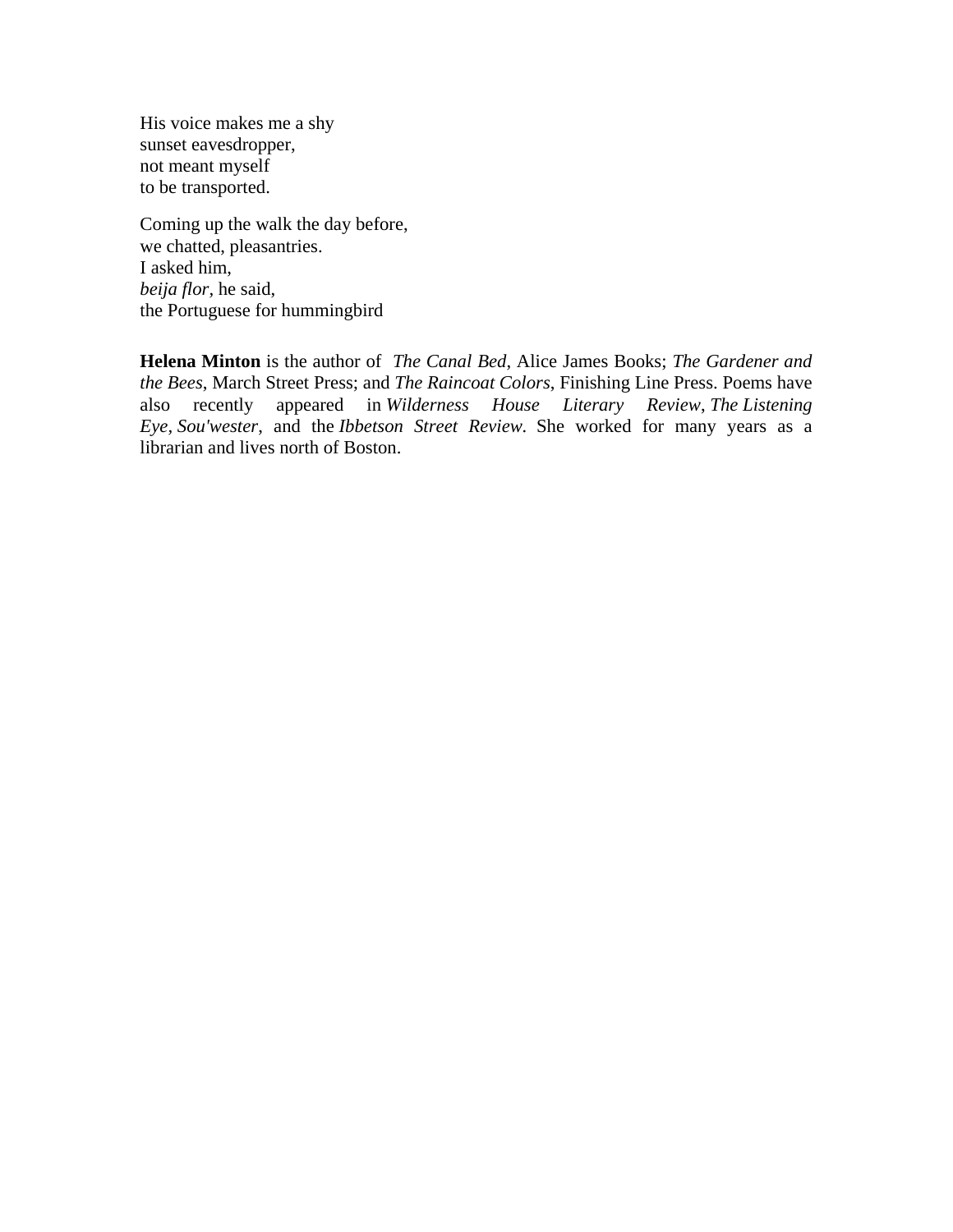His voice makes me a shy  
sunset eavesdropper,  
not meant myself  
to be transported.

Coming up the walk the day before,  
we chatted, pleasantries.  
I asked him,  
*beija flor*, he said,  
the Portuguese for hummingbird

**Helena Minton** is the author of *The Canal Bed*, Alice James Books; *The Gardener and the Bees*, March Street Press; and *The Raincoat Colors*, Finishing Line Press. Poems have also recently appeared in *Wilderness House Literary Review*, *The Listening Eye*, *Sou'wester*, and the *Ibbetson Street Review*. She worked for many years as a librarian and lives north of Boston.